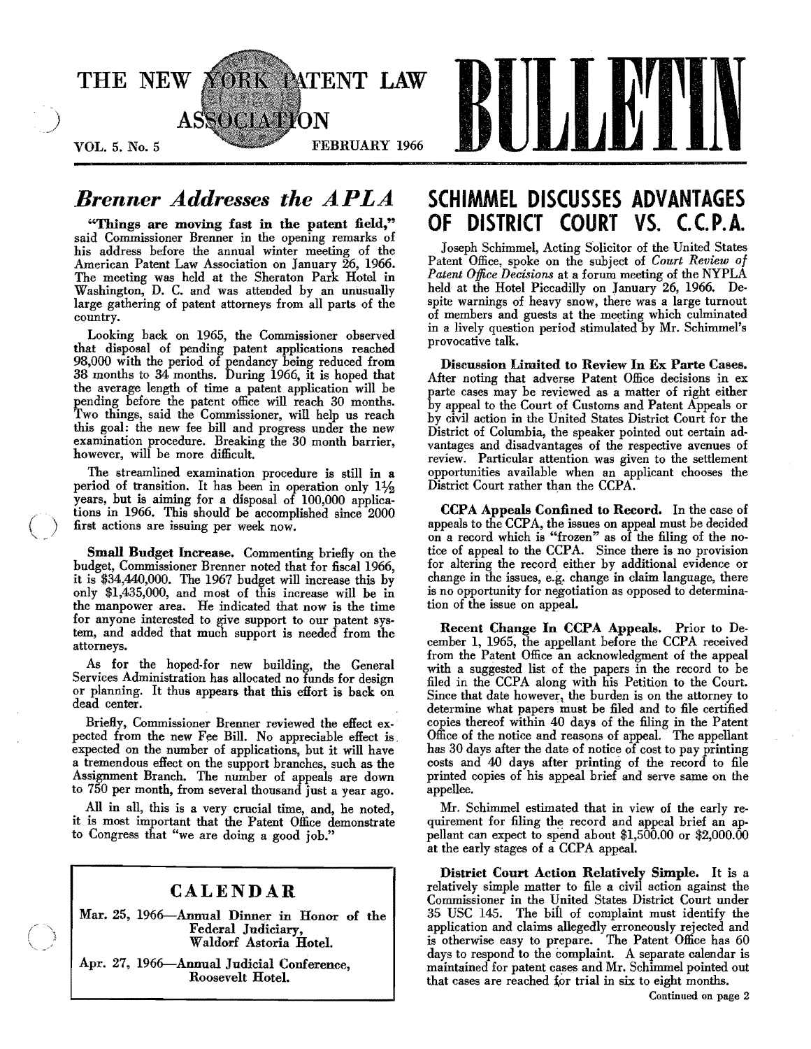# THE NEW YORK PATENT LAW ASSOCIATION BULLETIN

VOL. 5. No. 5 FEBRUARY 1966

## *Brenner Addresses the APLA*

"Things are moving fast in the patent field," said Commissioner Brenner in the opening remarks of his address before the annual winter meeting of the American Patent Law Association on January 26, 1966. The meeting was held at the Sheraton Park Hotel in Washington, D. C. and was attended by an unusually large gathering of patent attorneys from all parts of the country.

Looking back on 1965, the Commissioner observed that disposal of pending patent applications reached 98,000 with the period of pendancy being reduced from 38 months to 34 months. During 1966, it is hoped that the average length of time a patent application will be pending before the patent office will reach 30 months. Two things, said the Commissioner, will help us reach this goal: the new fee bill and progress under the new examination procedure. Breaking the 30 month barrier, however, will be more difficult.

The streamlined examination procedure is still in a period of transition. It has been in operation only 1½ years, but is aiming for a disposal of 100,000 applications in 1966. This should be accomplished since 2000 first actions are issuing per week now.

**Small Budget Increase.** Commenting briefly on the budget, Commissioner Brenner noted that for fiscal 1966, it is $34,440,000. The 1967 budget will increase this by only $1,435,000, and most of this increase will be in the manpower area. He indicated that now is the time for anyone interested to give support to our patent system, and added that much support is needed from the attorneys.

As for the hoped-for new building, the General Services Administration has allocated no funds for design or planning. It thus appears that this effort is back on dead center.

Briefly, Commissioner Brenner reviewed the effect expected from the new Fee Bill. No appreciable effect is expected on the number of applications, but it will have a tremendous effect on the support branches, such as the Assignment Branch. The number of appeals are down to 750 per month, from several thousand just a year ago.

All in all, this is a very crucial time, and, he noted, it is most important that the Patent Office demonstrate to Congress that "we are doing a good job."

### CALENDAR

Mar. 25, 1966—Annual Dinner in Honor of the Federal Judiciary, Waldorf Astoria Hotel.

Apr. 27, 1966—Annual Judicial Conference, Roosevelt Hotel.

## SCHIMMEL DISCUSSES ADVANTAGES OF DISTRICT COURT VS. C.C.P.A.

Joseph Schimmel, Acting Solicitor of the United States Patent Office, spoke on the subject of *Court Review of Patent Office Decisions* at a forum meeting of the NYPLA held at the Hotel Piccadilly on January 26, 1966. Despite warnings of heavy snow, there was a large turnout of members and guests at the meeting which culminated in a lively question period stimulated by Mr. Schimmel's provocative talk.

**Discussion Limited to Review In Ex Parte Cases.** After noting that adverse Patent Office decisions in ex parte cases may be reviewed as a matter of right either by appeal to the Court of Customs and Patent Appeals or by civil action in the United States District Court for the District of Columbia, the speaker pointed out certain advantages and disadvantages of the respective avenues of review. Particular attention was given to the settlement opportunities available when an applicant chooses the District Court rather than the CCPA.

**CCPA Appeals Confined to Record.** In the case of appeals to the CCPA, the issues on appeal must be decided on a record which is "frozen" as of the filing of the notice of appeal to the CCPA. Since there is no provision for altering the record either by additional evidence or change in the issues, e.g. change in claim language, there is no opportunity for negotiation as opposed to determination of the issue on appeal.

**Recent Change In CCPA Appeals.** Prior to December 1, 1965, the appellant before the CCPA received from the Patent Office an acknowledgment of the appeal with a suggested list of the papers in the record to be filed in the CCPA along with his Petition to the Court. Since that date however, the burden is on the attorney to determine what papers must be filed and to file certified copies thereof within 40 days of the filing in the Patent Office of the notice and reasons of appeal. The appellant has 30 days after the date of notice of cost to pay printing costs and 40 days after printing of the record to file printed copies of his appeal brief and serve same on the appellee.

Mr. Schimmel estimated that in view of the early requirement for filing the record and appeal brief an appellant can expect to spend about $1,500.00 or $2,000.00 at the early stages of a CCPA appeal.

**District Court Action Relatively Simple.** It is a relatively simple matter to file a civil action against the Commissioner in the United States District Court under 35 USC 145. The bill of complaint must identify the application and claims allegedly erroneously rejected and is otherwise easy to prepare. The Patent Office has 60 days to respond to the complaint. A separate calendar is maintained for patent cases and Mr. Schimmel pointed out that cases are reached for trial in six to eight months.

Continued on page 2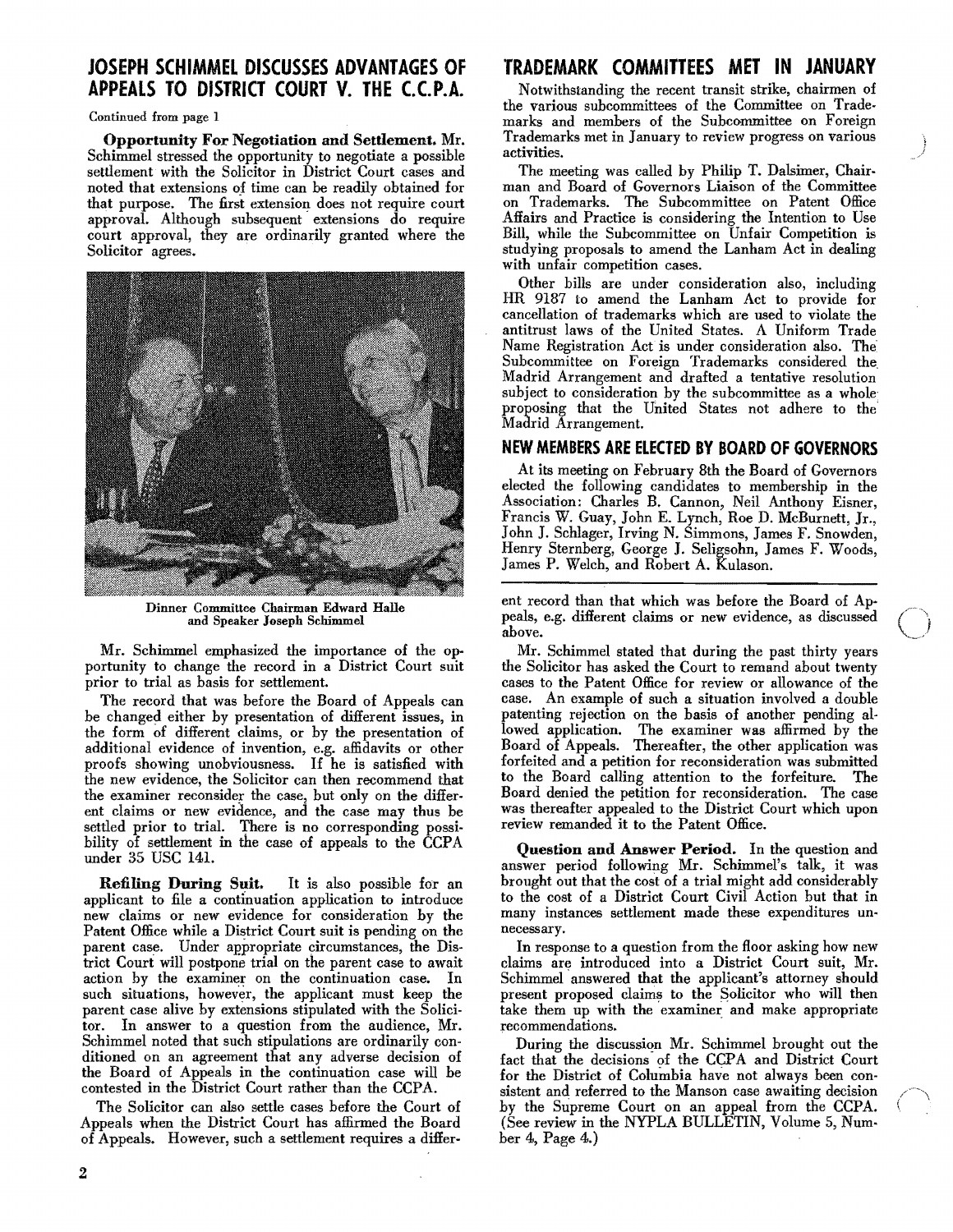## JOSEPH SCHIMMEL DISCUSSES ADVANTAGES OF APPEALS TO DISTRICT COURT V. THE C.C.P.A.

Continued from page 1

**Opportunity For Negotiation and Settlement.** Mr. Schimmel stressed the opportunity to negotiate a possible settlement with the Solicitor in District Court cases and noted that extensions of time can be readily obtained for that purpose. The first extension does not require court approval. Although subsequent extensions do require court approval, they are ordinarily granted where the Solicitor agrees.

Dinner Committee Chairman Edward Halle and Speaker Joseph Schimmel

Mr. Schimmel emphasized the importance of the opportunity to change the record in a District Court suit prior to trial as basis for settlement.

The record that was before the Board of Appeals can be changed either by presentation of different issues, in the form of different claims, or by the presentation of additional evidence of invention, e.g. affidavits or other proofs showing unobviousness. If he is satisfied with the new evidence, the Solicitor can then recommend that the examiner reconsider the case, but only on the different claims or new evidence, and the case may thus be settled prior to trial. There is no corresponding possibility of settlement in the case of appeals to the CCPA under 35 USC 141.

**Refiling During Suit.** It is also possible for an applicant to file a continuation application to introduce new claims or new evidence for consideration by the Patent Office while a District Court suit is pending on the parent case. Under appropriate circumstances, the District Court will postpone trial on the parent case to await action by the examiner on the continuation case. In such situations, however, the applicant must keep the parent case alive by extensions stipulated with the Solicitor. In answer to a question from the audience, Mr. Schimmel noted that such stipulations are ordinarily conditioned on an agreement that any adverse decision of the Board of Appeals in the continuation case will be contested in the District Court rather than the CCPA.

The Solicitor can also settle cases before the Court of Appeals when the District Court has affirmed the Board of Appeals. However, such a settlement requires a different record than that which was before the Board of Appeals, e.g. different claims or new evidence, as discussed above.

Mr. Schimmel stated that during the past thirty years the Solicitor has asked the Court to remand about twenty cases to the Patent Office for review or allowance of the case. An example of such a situation involved a double patenting rejection on the basis of another pending allowed application. The examiner was affirmed by the Board of Appeals. Thereafter, the other application was forfeited and a petition for reconsideration was submitted to the Board calling attention to the forfeiture. The Board denied the petition for reconsideration. The case was thereafter appealed to the District Court which upon review remanded it to the Patent Office.

**Question and Answer Period.** In the question and answer period following Mr. Schimmel's talk, it was brought out that the cost of a trial might add considerably to the cost of a District Court Civil Action but that in many instances settlement made these expenditures unnecessary.

In response to a question from the floor asking how new claims are introduced into a District Court suit, Mr. Schimmel answered that the applicant's attorney should present proposed claims to the Solicitor who will then take them up with the examiner and make appropriate recommendations.

During the discussion Mr. Schimmel brought out the fact that the decisions of the CCPA and District Court for the District of Columbia have not always been consistent and referred to the Manson case awaiting decision by the Supreme Court on an appeal from the CCPA. (See review in the NYPLA BULLETIN, Volume 5, Number 4, Page 4.)

## TRADEMARK COMMITTEES MET IN JANUARY

Notwithstanding the recent transit strike, chairmen of the various subcommittees of the Committee on Trademarks and members of the Subcommittee on Foreign Trademarks met in January to review progress on various activities.

The meeting was called by Philip T. Dalsimer, Chairman and Board of Governors Liaison of the Committee on Trademarks. The Subcommittee on Patent Office Affairs and Practice is considering the Intention to Use Bill, while the Subcommittee on Unfair Competition is studying proposals to amend the Lanham Act in dealing with unfair competition cases.

Other bills are under consideration also, including HR 9187 to amend the Lanham Act to provide for cancellation of trademarks which are used to violate the antitrust laws of the United States. A Uniform Trade Name Registration Act is under consideration also. The Subcommittee on Foreign Trademarks considered the Madrid Arrangement and drafted a tentative resolution subject to consideration by the subcommittee as a whole proposing that the United States not adhere to the Madrid Arrangement.

### NEW MEMBERS ARE ELECTED BY BOARD OF GOVERNORS

At its meeting on February 8th the Board of Governors elected the following candidates to membership in the Association: Charles B. Cannon, Neil Anthony Eisner, Francis W. Guay, John E. Lynch, Roe D. McBurnett, Jr., John J. Schlager, Irving N. Simmons, James F. Snowden, Henry Sternberg, George J. Seligsohn, James F. Woods, James P. Welch, and Robert A. Kulason.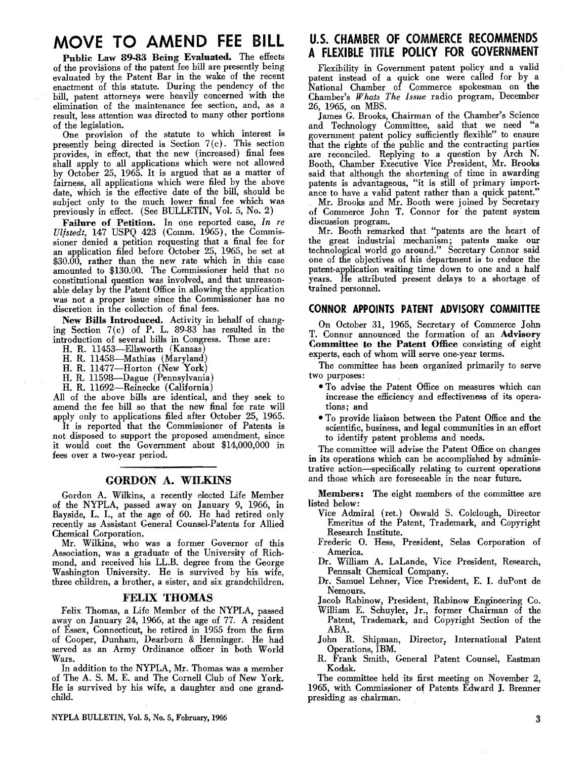# MOVE TO AMEND FEE BILL

**Public Law 89-83 Being Evaluated.** The effects of the provisions of the patent fee bill are presently being evaluated by the Patent Bar in the wake of the recent enactment of this statute. During the pendency of the bill, patent attorneys were heavily concerned with the elimination of the maintenance fee section, and, as a result, less attention was directed to many other portions of the legislation.

One provision of the statute to which interest is presently being directed is Section 7(c). This section provides, in effect, that the new (increased) final fees shall apply to all applications which were not allowed by October 25, 1965. It is argued that as a matter of fairness, all applications which were filed by the above date, which is the effective date of the bill, should be subject only to the much lower final fee which was previously in effect. (See BULLETIN, Vol. 5, No. 2)

**Failure of Petition.** In one reported case, *In re Ulfstedt*, 147 USPQ 423 (Comm. 1965), the Commissioner denied a petition requesting that a final fee for an application filed before October 25, 1965, be set at $30.00, rather than the new rate which in this case amounted to $130.00. The Commissioner held that no constitutional question was involved, and that unreasonable delay by the Patent Office in allowing the application was not a proper issue since the Commissioner has no discretion in the collection of final fees.

**New Bills Introduced.** Activity in behalf of changing Section 7(c) of P. L. 89-83 has resulted in the introduction of several bills in Congress. These are:

H. R. 11453—Ellsworth (Kansas)
H. R. 11458—Mathias (Maryland)
H. R. 11477—Horton (New York)
H. R. 11598—Dague (Pennsylvania)
H. R. 11692—Reinecke (California)

All of the above bills are identical, and they seek to amend the fee bill so that the new final fee rate will apply only to applications filed after October 25, 1965.

It is reported that the Commissioner of Patents is not disposed to support the proposed amendment, since it would cost the Government about $14,000,000 in fees over a two-year period.

---

## GORDON A. WILKINS

Gordon A. Wilkins, a recently elected Life Member of the NYPLA, passed away on January 9, 1966, in Bayside, L. I., at the age of 60. He had retired only recently as Assistant General Counsel-Patents for Allied Chemical Corporation.

Mr. Wilkins, who was a former Governor of this Association, was a graduate of the University of Richmond, and received his LL.B. degree from the George Washington University. He is survived by his wife, three children, a brother, a sister, and six grandchildren.

## FELIX THOMAS

Felix Thomas, a Life Member of the NYPLA, passed away on January 24, 1966, at the age of 77. A resident of Essex, Connecticut, he retired in 1955 from the firm of Cooper, Dunham, Dearborn & Henninger. He had served as an Army Ordinance officer in both World Wars.

In addition to the NYPLA, Mr. Thomas was a member of The A. S. M. E. and The Cornell Club of New York. He is survived by his wife, a daughter and one grandchild.

# U.S. CHAMBER OF COMMERCE RECOMMENDS A FLEXIBLE TITLE POLICY FOR GOVERNMENT

Flexibility in Government patent policy and a valid patent instead of a quick one were called for by a National Chamber of Commerce spokesman on the Chamber's *Whats The Issue* radio program, December 26, 1965, on MBS.

James G. Brooks, Chairman of the Chamber's Science and Technology Committee, said that we need "a government patent policy sufficiently flexible" to ensure that the rights of the public and the contracting parties are reconciled. Replying to a question by Arch N. Booth, Chamber Executive Vice President, Mr. Brooks said that although the shortening of time in awarding patents is advantageous, "it is still of primary importance to have a valid patent rather than a quick patent."

Mr. Brooks and Mr. Booth were joined by Secretary of Commerce John T. Connor for the patent system discussion program.

Mr. Booth remarked that "patents are the heart of the great industrial mechanism; patents make our technological world go around." Secretary Connor said one of the objectives of his department is to reduce the patent-application waiting time down to one and a half years. He attributed present delays to a shortage of trained personnel.

## CONNOR APPOINTS PATENT ADVISORY COMMITTEE

On October 31, 1965, Secretary of Commerce John T. Connor announced the formation of an **Advisory Committee to the Patent Office** consisting of eight experts, each of whom will serve one-year terms.

The committee has been organized primarily to serve two purposes:

- To advise the Patent Office on measures which can increase the efficiency and effectiveness of its operations; and
- To provide liaison between the Patent Office and the scientific, business, and legal communities in an effort to identify patent problems and needs.

The committee will advise the Patent Office on changes in its operations which can be accomplished by administrative action—specifically relating to current operations and those which are foreseeable in the near future.

**Members:** The eight members of the committee are listed below:

Vice Admiral (ret.) Oswald S. Colclough, Director Emeritus of the Patent, Trademark, and Copyright Research Institute.
Frederic O. Hess, President, Selas Corporation of America.
Dr. William A. LaLande, Vice President, Research, Pennsalt Chemical Company.
Dr. Samuel Lehner, Vice President, E. I. duPont de Nemours.
Jacob Rabinow, President, Rabinow Engineering Co.
William E. Schuyler, Jr., former Chairman of the Patent, Trademark, and Copyright Section of the ABA.
John R. Shipman, Director, International Patent Operations, IBM.
R. Frank Smith, General Patent Counsel, Eastman Kodak.

The committee held its first meeting on November 2, 1965, with Commissioner of Patents Edward J. Brenner presiding as chairman.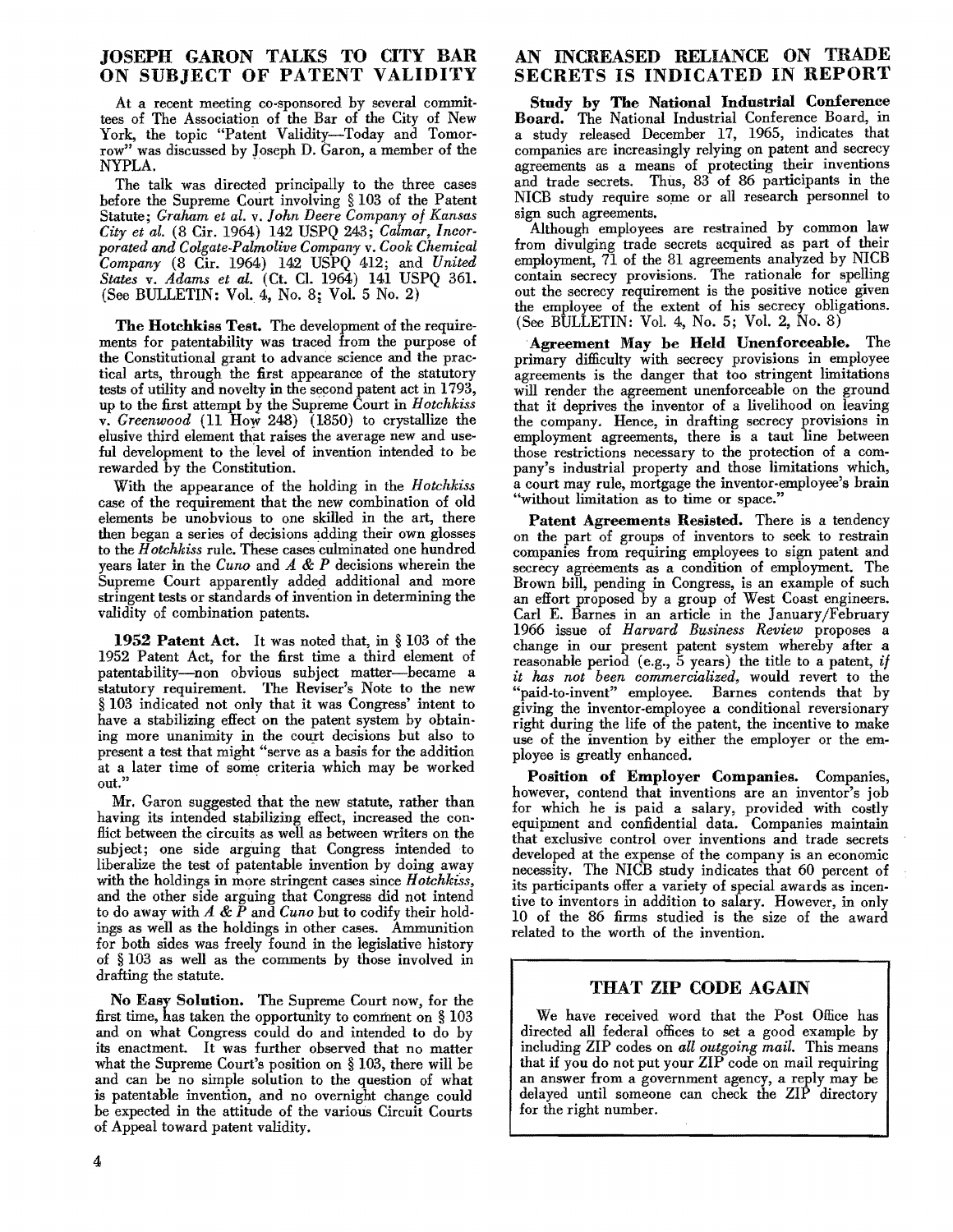## JOSEPH GARON TALKS TO CITY BAR ON SUBJECT OF PATENT VALIDITY

At a recent meeting co-sponsored by several committees of The Association of the Bar of the City of New York, the topic "Patent Validity—Today and Tomorrow" was discussed by Joseph D. Garon, a member of the NYPLA.

The talk was directed principally to the three cases before the Supreme Court involving § 103 of the Patent Statute; *Graham et al.* v. *John Deere Company of Kansas City et al.* (8 Cir. 1964) 142 USPQ 243; *Calmar, Incorporated and Colgate-Palmolive Company* v. *Cook Chemical Company* (8 Cir. 1964) 142 USPQ 412; and *United States* v. *Adams et al.* (Ct. Cl. 1964) 141 USPQ 361. (See BULLETIN: Vol. 4, No. 8; Vol. 5 No. 2)

**The Hotchkiss Test.** The development of the requirements for patentability was traced from the purpose of the Constitutional grant to advance science and the practical arts, through the first appearance of the statutory tests of utility and novelty in the second patent act in 1793, up to the first attempt by the Supreme Court in *Hotchkiss* v. *Greenwood* (11 How 248) (1850) to crystallize the elusive third element that raises the average new and useful development to the level of invention intended to be rewarded by the Constitution.

With the appearance of the holding in the *Hotchkiss* case of the requirement that the new combination of old elements be unobvious to one skilled in the art, there then began a series of decisions adding their own glosses to the *Hotchkiss* rule. These cases culminated one hundred years later in the *Cuno* and *A & P* decisions wherein the Supreme Court apparently added additional and more stringent tests or standards of invention in determining the validity of combination patents.

**1952 Patent Act.** It was noted that, in § 103 of the 1952 Patent Act, for the first time a third element of patentability—non obvious subject matter—became a statutory requirement. The Reviser's Note to the new § 103 indicated not only that it was Congress' intent to have a stabilizing effect on the patent system by obtaining more unanimity in the court decisions but also to present a test that might "serve as a basis for the addition at a later time of some criteria which may be worked out."

Mr. Garon suggested that the new statute, rather than having its intended stabilizing effect, increased the conflict between the circuits as well as between writers on the subject; one side arguing that Congress intended to liberalize the test of patentable invention by doing away with the holdings in more stringent cases since *Hotchkiss*, and the other side arguing that Congress did not intend to do away with *A & P* and *Cuno* but to codify their holdings as well as the holdings in other cases. Ammunition for both sides was freely found in the legislative history of § 103 as well as the comments by those involved in drafting the statute.

**No Easy Solution.** The Supreme Court now, for the first time, has taken the opportunity to comment on § 103 and on what Congress could do and intended to do by its enactment. It was further observed that no matter what the Supreme Court's position on § 103, there will be and can be no simple solution to the question of what is patentable invention, and no overnight change could be expected in the attitude of the various Circuit Courts of Appeal toward patent validity.

## AN INCREASED RELIANCE ON TRADE SECRETS IS INDICATED IN REPORT

**Study by The National Industrial Conference Board.** The National Industrial Conference Board, in a study released December 17, 1965, indicates that companies are increasingly relying on patent and secrecy agreements as a means of protecting their inventions and trade secrets. Thus, 83 of 86 participants in the NICB study require some or all research personnel to sign such agreements.

Although employees are restrained by common law from divulging trade secrets acquired as part of their employment, 71 of the 81 agreements analyzed by NICB contain secrecy provisions. The rationale for spelling out the secrecy requirement is the positive notice given the employee of the extent of his secrecy obligations. (See BULLETIN: Vol. 4, No. 5; Vol. 2, No. 8)

**Agreement May be Held Unenforceable.** The primary difficulty with secrecy provisions in employee agreements is the danger that too stringent limitations will render the agreement unenforceable on the ground that it deprives the inventor of a livelihood on leaving the company. Hence, in drafting secrecy provisions in employment agreements, there is a taut line between those restrictions necessary to the protection of a company's industrial property and those limitations which, a court may rule, mortgage the inventor-employee's brain "without limitation as to time or space."

**Patent Agreements Resisted.** There is a tendency on the part of groups of inventors to seek to restrain companies from requiring employees to sign patent and secrecy agreements as a condition of employment. The Brown bill, pending in Congress, is an example of such an effort proposed by a group of West Coast engineers. Carl E. Barnes in an article in the January/February 1966 issue of *Harvard Business Review* proposes a change in our present patent system whereby after a reasonable period (e.g., 5 years) the title to a patent, *if it has not been commercialized,* would revert to the "paid-to-invent" employee. Barnes contends that by giving the inventor-employee a conditional reversionary right during the life of the patent, the incentive to make use of the invention by either the employer or the employee is greatly enhanced.

**Position of Employer Companies.** Companies, however, contend that inventions are an inventor's job for which he is paid a salary, provided with costly equipment and confidential data. Companies maintain that exclusive control over inventions and trade secrets developed at the expense of the company is an economic necessity. The NICB study indicates that 60 percent of its participants offer a variety of special awards as incentive to inventors in addition to salary. However, in only 10 of the 86 firms studied is the size of the award related to the worth of the invention.

## THAT ZIP CODE AGAIN

We have received word that the Post Office has directed all federal offices to set a good example by including ZIP codes on *all outgoing mail.* This means that if you do not put your ZIP code on mail requiring an answer from a government agency, a reply may be delayed until someone can check the ZIP directory for the right number.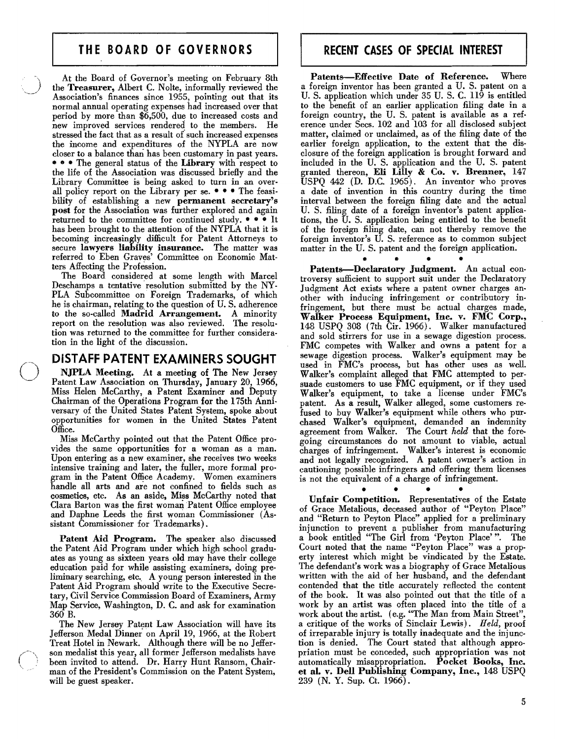## THE BOARD OF GOVERNORS

At the Board of Governor's meeting on February 8th the **Treasurer,** Albert C. Nolte, informally reviewed the Association's finances since 1955, pointing out that its normal annual operating expenses had increased over that period by more than $6,500, due to increased costs and new improved services rendered to the members. He stressed the fact that as a result of such increased expenses the income and expenditures of the NYPLA are now closer to a balance than has been customary in past years. • • • The general status of the **Library** with respect to the life of the Association was discussed briefly and the Library Committee is being asked to turn in an overall policy report on the Library per se. • • • The feasibility of establishing a new **permanent secretary's post** for the Association was further explored and again returned to the committee for continued study. • • • It has been brought to the attention of the NYPLA that it is becoming increasingly difficult for Patent Attorneys to secure **lawyers liability insurance.** The matter was referred to Eben Graves' Committee on Economic Matters Affecting the Profession.

The Board considered at some length with Marcel Deschamps a tentative resolution submitted by the NYPLA Subcommittee on Foreign Trademarks, of which he is chairman, relating to the question of U. S. adherence to the so-called **Madrid Arrangement.** A minority report on the resolution was also reviewed. The resolution was returned to the committee for further consideration in the light of the discussion.

## DISTAFF PATENT EXAMINERS SOUGHT

**NJPLA Meeting.** At a meeting of The New Jersey Patent Law Association on Thursday, January 20, 1966, Miss Helen McCarthy, a Patent Examiner and Deputy Chairman of the Operations Program for the 175th Anniversary of the United States Patent System, spoke about opportunities for women in the United States Patent Office.

Miss McCarthy pointed out that the Patent Office provides the same opportunities for a woman as a man. Upon entering as a new examiner, she receives two weeks intensive training and later, the fuller, more formal program in the Patent Office Academy. Women examiners handle all arts and are not confined to fields such as cosmetics, etc. As an aside, Miss McCarthy noted that Clara Barton was the first woman Patent Office employee and Daphne Leeds the first woman Commissioner (Assistant Commissioner for Trademarks).

**Patent Aid Program.** The speaker also discussed the Patent Aid Program under which high school graduates as young as sixteen years old may have their college education paid for while assisting examiners, doing preliminary searching, etc. A young person interested in the Patent Aid Program should write to the Executive Secretary, Civil Service Commission Board of Examiners, Army Map Service, Washington, D. C. and ask for examination 360 B.

The New Jersey Patent Law Association will have its Jefferson Medal Dinner on April 19, 1966, at the Robert Treat Hotel in Newark. Although there will be no Jefferson medalist this year, all former Jefferson medalists have been invited to attend. Dr. Harry Hunt Ransom, Chairman of the President's Commission on the Patent System, will be guest speaker.

## RECENT CASES OF SPECIAL INTEREST

**Patents—Effective Date of Reference.** Where a foreign inventor has been granted a U. S. patent on a U. S. application which under 35 U. S. C. 119 is entitled to the benefit of an earlier application filing date in a foreign country, the U. S. patent is available as a reference under Secs. 102 and 103 for all disclosed subject matter, claimed or unclaimed, as of the filing date of the earlier foreign application, to the extent that the disclosure of the foreign application is brought forward and included in the U. S. application and the U. S. patent granted thereon, **Eli Lilly & Co. v. Brenner,** 147 USPQ 442 (D. D.C. 1965). An inventor who proves a date of invention in this country during the time interval between the foreign filing date and the actual U. S. filing date of a foreign inventor's patent applications, the U. S. application being entitled to the benefit of the foreign filing date, can not thereby remove the foreign inventor's U. S. reference as to common subject matter in the U. S. patent and the foreign application.

• • • •

**Patents—Declaratory Judgment.** An actual controversy sufficient to support suit under the Declaratory Judgment Act exists where a patent owner charges another with inducing infringement or contributory infringement, but there must be actual charges made, **Walker Process Equipment, Inc. v. FMC Corp.,** 148 USPQ 308 (7th Cir. 1966). Walker manufactured and sold stirrers for use in a sewage digestion process. FMC competes with Walker and owns a patent for a sewage digestion process. Walker's equipment may be used in FMC's process, but has other uses as well. Walker's complaint alleged that FMC attempted to persuade customers to use FMC equipment, or if they used Walker's equipment, to take a license under FMC's patent. As a result, Walker alleged, some customers refused to buy Walker's equipment while others who purchased Walker's equipment, demanded an indemnity agreement from Walker. The Court *held* that the foregoing circumstances do not amount to viable, actual charges of infringement. Walker's interest is economic and not legally recognized. A patent owner's action in cautioning possible infringers and offering them licenses is not the equivalent of a charge of infringement.

• • • •

**Unfair Competition.** Representatives of the Estate of Grace Metalious, deceased author of "Peyton Place" and "Return to Peyton Place" applied for a preliminary injunction to prevent a publisher from manufacturing a book entitled "The Girl from 'Peyton Place'". The Court noted that the name "Peyton Place" was a property interest which might be vindicated by the Estate. The defendant's work was a biography of Grace Metalious written with the aid of her husband, and the defendant contended that the title accurately reflected the content of the book. It was also pointed out that the title of a work by an artist was often placed into the title of a work about the artist. (e.g. "The Man from Main Street", a critique of the works of Sinclair Lewis). *Held,* proof of irreparable injury is totally inadequate and the injunction is denied. The Court stated that although appropriation must be conceded, such appropriation was not automatically misappropriation. **Pocket Books, Inc. et al. v. Dell Publishing Company, Inc.,** 148 USPQ 239 (N. Y. Sup. Ct. 1966).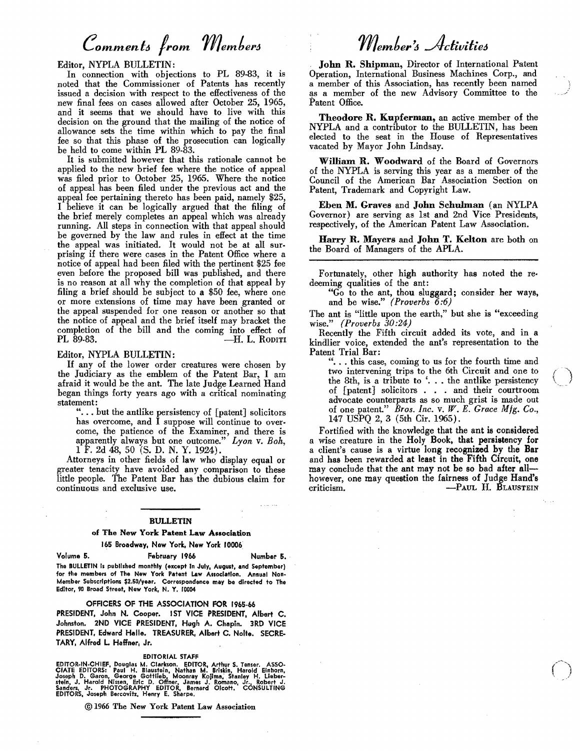# Comments from Members

Editor, NYPLA BULLETIN:

In connection with objections to PL 89-83, it is noted that the Commissioner of Patents has recently issued a decision with respect to the effectiveness of the new final fees on cases allowed after October 25, 1965, and it seems that we should have to live with this decision on the ground that the mailing of the notice of allowance sets the time within which to pay the final fee so that this phase of the prosecution can logically be held to come within PL 89-83.

It is submitted however that this rationale cannot be applied to the new brief fee where the notice of appeal was filed prior to October 25, 1965. Where the notice of appeal has been filed under the previous act and the appeal fee pertaining thereto has been paid, namely $25, I believe it can be logically argued that the filing of the brief merely completes an appeal which was already running. All steps in connection with that appeal should be governed by the law and rules in effect at the time the appeal was initiated. It would not be at all surprising if there were cases in the Patent Office where a notice of appeal had been filed with the pertinent $25 fee even before the proposed bill was published, and there is no reason at all why the completion of that appeal by filing a brief should be subject to a $50 fee, where one or more extensions of time may have been granted or the appeal suspended for one reason or another so that the notice of appeal and the brief itself may bracket the completion of the bill and the coming into effect of PL 89-83.

—H. L. RODITI

Editor, NYPLA BULLETIN:

If any of the lower order creatures were chosen by the Judiciary as the emblem of the Patent Bar, I am afraid it would be the ant. The late Judge Learned Hand began things forty years ago with a critical nominating statement:

> "... but the antlike persistency of [patent] solicitors has overcome, and I suppose will continue to overcome, the patience of the Examiner, and there is apparently always but one outcome." *Lyon* v. *Boh*, 1 F. 2d 48, 50 (S. D. N. Y. 1924).

Attorneys in other fields of law who display equal or greater tenacity have avoided any comparison to these little people. The Patent Bar has the dubious claim for continuous and exclusive use.

Fortunately, other high authority has noted the redeeming qualities of the ant:

> "Go to the ant, thou sluggard; consider her ways, and be wise." *(Proverbs 6:6)*

The ant is "little upon the earth," but she is "exceeding wise." *(Proverbs 30:24)*

Recently the Fifth circuit added its vote, and in a kindlier voice, extended the ant's representation to the Patent Trial Bar:

> "... this case, coming to us for the fourth time and two intervening trips to the 6th Circuit and one to the 8th, is a tribute to '... the antlike persistency of [patent] solicitors ... and their courtroom advocate counterparts as so much grist is made out of one patent." *Bros. Inc.* v. *W. E. Grace Mfg. Co.*, 147 USPQ 2, 3 (5th Cir. 1965).

Fortified with the knowledge that the ant is considered a wise creature in the Holy Book, that persistency for a client's cause is a virtue long recognized by the Bar and has been rewarded at least in the Fifth Circuit, one may conclude that the ant may not be so bad after all—however, one may question the fairness of Judge Hand's criticism.

—PAUL H. BLAUSTEIN

# Member's Activities

**John R. Shipman**, Director of International Patent Operation, International Business Machines Corp., and a member of this Association, has recently been named as a member of the new Advisory Committee to the Patent Office.

**Theodore R. Kupferman**, an active member of the NYPLA and a contributor to the BULLETIN, has been elected to the seat in the House of Representatives vacated by Mayor John Lindsay.

**William R. Woodward** of the Board of Governors of the NYPLA is serving this year as a member of the Council of the American Bar Association Section on Patent, Trademark and Copyright Law.

**Eben M. Graves** and **John Schulman** (an NYLPA Governor) are serving as 1st and 2nd Vice Presidents, respectively, of the American Patent Law Association.

**Harry R. Mayers** and **John T. Kelton** are both on the Board of Managers of the APLA.

---

**BULLETIN**

**of The New York Patent Law Association**

**165 Broadway, New York, New York 10006**

Volume 5. February 1966 Number 5.

The BULLETIN is published monthly (except in July, August, and September) for the members of The New York Patent Law Association. Annual Non-Member Subscriptions $2.50/year. Correspondence may be directed to The Editor, 90 Broad Street, New York, N. Y. 10004

OFFICERS OF THE ASSOCIATION FOR 1965-66

PRESIDENT, John N. Cooper. 1ST VICE PRESIDENT, Albert C. Johnston. 2ND VICE PRESIDENT, Hugh A. Chapin. 3RD VICE PRESIDENT, Edward Halle. TREASURER, Albert C. Nolte. SECRETARY, Alfred L. Haffner, Jr.

EDITORIAL STAFF

EDITOR-IN-CHIEF, Douglas M. Clarkson. EDITOR, Arthur S. Tenser. ASSOCIATE EDITORS: Paul H. Blaustein, Nathan M. Briskin, Harold Einhorn, Joseph D. Garon, George Gottlieb, Moonray Kojima, Stanley H. Lieberstein, J. Harold Nissen, Eric D. Offner, James J. Romano, Jr., Robert J. Sanders, Jr. PHOTOGRAPHY EDITOR, Bernard Olcott. CONSULTING EDITORS, Joseph Bercovitz, Henry E. Sharpe.

© 1966 The New York Patent Law Association